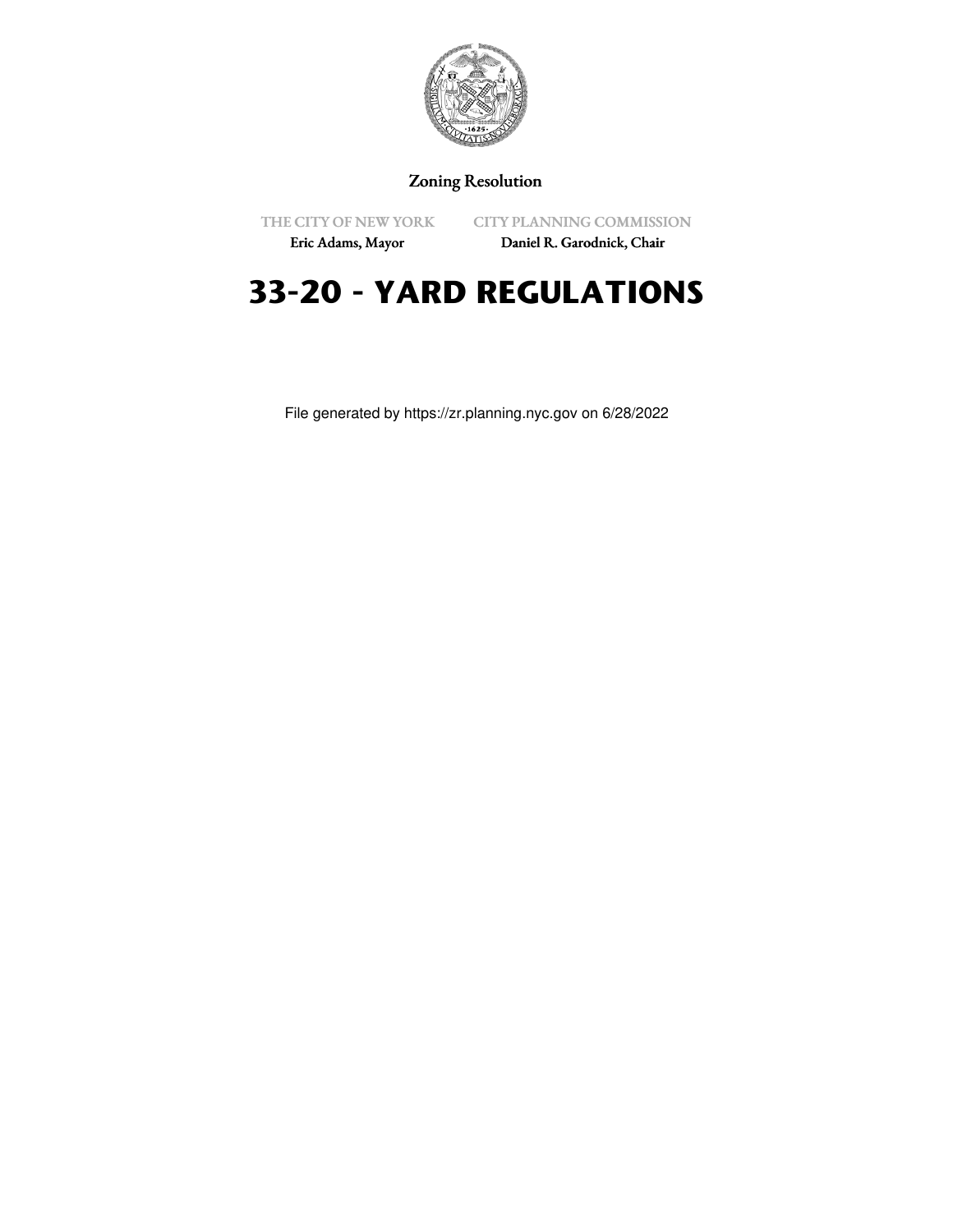Zoning Resolution

THE CITY OF NEW YORK
Eric Adams, Mayor

CITY PLANNING COMMISSION
Daniel R. Garodnick, Chair

# 33-20 - YARD REGULATIONS

File generated by https://zr.planning.nyc.gov on 6/28/2022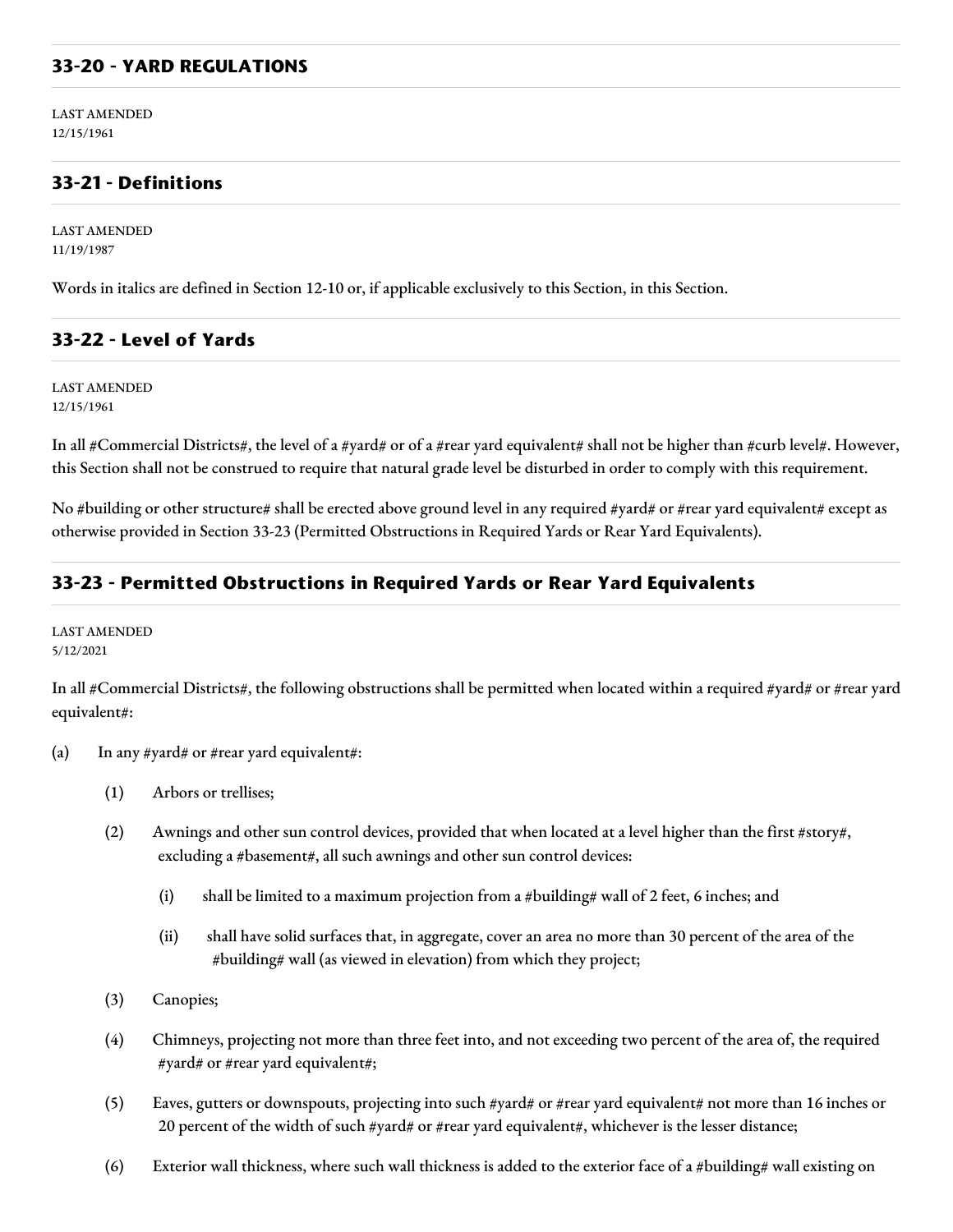## 33-20 - YARD REGULATIONS

LAST AMENDED
12/15/1961

## 33-21 - Definitions

LAST AMENDED
11/19/1987

Words in italics are defined in Section 12-10 or, if applicable exclusively to this Section, in this Section.

## 33-22 - Level of Yards

LAST AMENDED
12/15/1961

In all #Commercial Districts#, the level of a #yard# or of a #rear yard equivalent# shall not be higher than #curb level#. However, this Section shall not be construed to require that natural grade level be disturbed in order to comply with this requirement.

No #building or other structure# shall be erected above ground level in any required #yard# or #rear yard equivalent# except as otherwise provided in Section 33-23 (Permitted Obstructions in Required Yards or Rear Yard Equivalents).

## 33-23 - Permitted Obstructions in Required Yards or Rear Yard Equivalents

LAST AMENDED
5/12/2021

In all #Commercial Districts#, the following obstructions shall be permitted when located within a required #yard# or #rear yard equivalent#:

(a) In any #yard# or #rear yard equivalent#:

(1) Arbors or trellises;

(2) Awnings and other sun control devices, provided that when located at a level higher than the first #story#, excluding a #basement#, all such awnings and other sun control devices:

(i) shall be limited to a maximum projection from a #building# wall of 2 feet, 6 inches; and

(ii) shall have solid surfaces that, in aggregate, cover an area no more than 30 percent of the area of the #building# wall (as viewed in elevation) from which they project;

(3) Canopies;

(4) Chimneys, projecting not more than three feet into, and not exceeding two percent of the area of, the required #yard# or #rear yard equivalent#;

(5) Eaves, gutters or downspouts, projecting into such #yard# or #rear yard equivalent# not more than 16 inches or 20 percent of the width of such #yard# or #rear yard equivalent#, whichever is the lesser distance;

(6) Exterior wall thickness, where such wall thickness is added to the exterior face of a #building# wall existing on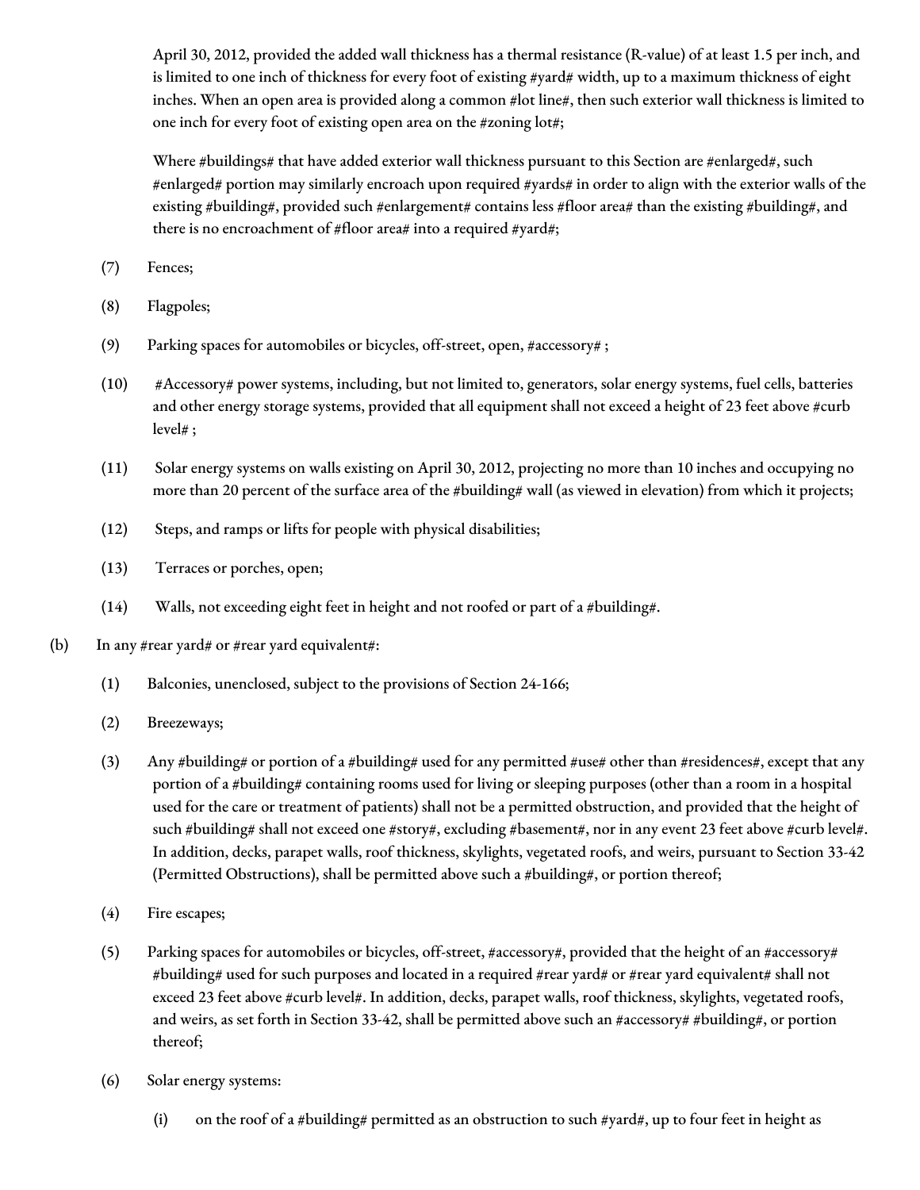April 30, 2012, provided the added wall thickness has a thermal resistance (R-value) of at least 1.5 per inch, and is limited to one inch of thickness for every foot of existing #yard# width, up to a maximum thickness of eight inches. When an open area is provided along a common #lot line#, then such exterior wall thickness is limited to one inch for every foot of existing open area on the #zoning lot#;

Where #buildings# that have added exterior wall thickness pursuant to this Section are #enlarged#, such #enlarged# portion may similarly encroach upon required #yards# in order to align with the exterior walls of the existing #building#, provided such #enlargement# contains less #floor area# than the existing #building#, and there is no encroachment of #floor area# into a required #yard#;

(7) Fences;

(8) Flagpoles;

(9) Parking spaces for automobiles or bicycles, off-street, open, #accessory# ;

(10) #Accessory# power systems, including, but not limited to, generators, solar energy systems, fuel cells, batteries and other energy storage systems, provided that all equipment shall not exceed a height of 23 feet above #curb level# ;

(11) Solar energy systems on walls existing on April 30, 2012, projecting no more than 10 inches and occupying no more than 20 percent of the surface area of the #building# wall (as viewed in elevation) from which it projects;

(12) Steps, and ramps or lifts for people with physical disabilities;

(13) Terraces or porches, open;

(14) Walls, not exceeding eight feet in height and not roofed or part of a #building#.

(b) In any #rear yard# or #rear yard equivalent#:

(1) Balconies, unenclosed, subject to the provisions of Section 24-166;

(2) Breezeways;

(3) Any #building# or portion of a #building# used for any permitted #use# other than #residences#, except that any portion of a #building# containing rooms used for living or sleeping purposes (other than a room in a hospital used for the care or treatment of patients) shall not be a permitted obstruction, and provided that the height of such #building# shall not exceed one #story#, excluding #basement#, nor in any event 23 feet above #curb level#. In addition, decks, parapet walls, roof thickness, skylights, vegetated roofs, and weirs, pursuant to Section 33-42 (Permitted Obstructions), shall be permitted above such a #building#, or portion thereof;

(4) Fire escapes;

(5) Parking spaces for automobiles or bicycles, off-street, #accessory#, provided that the height of an #accessory# #building# used for such purposes and located in a required #rear yard# or #rear yard equivalent# shall not exceed 23 feet above #curb level#. In addition, decks, parapet walls, roof thickness, skylights, vegetated roofs, and weirs, as set forth in Section 33-42, shall be permitted above such an #accessory# #building#, or portion thereof;

(6) Solar energy systems:

(i) on the roof of a #building# permitted as an obstruction to such #yard#, up to four feet in height as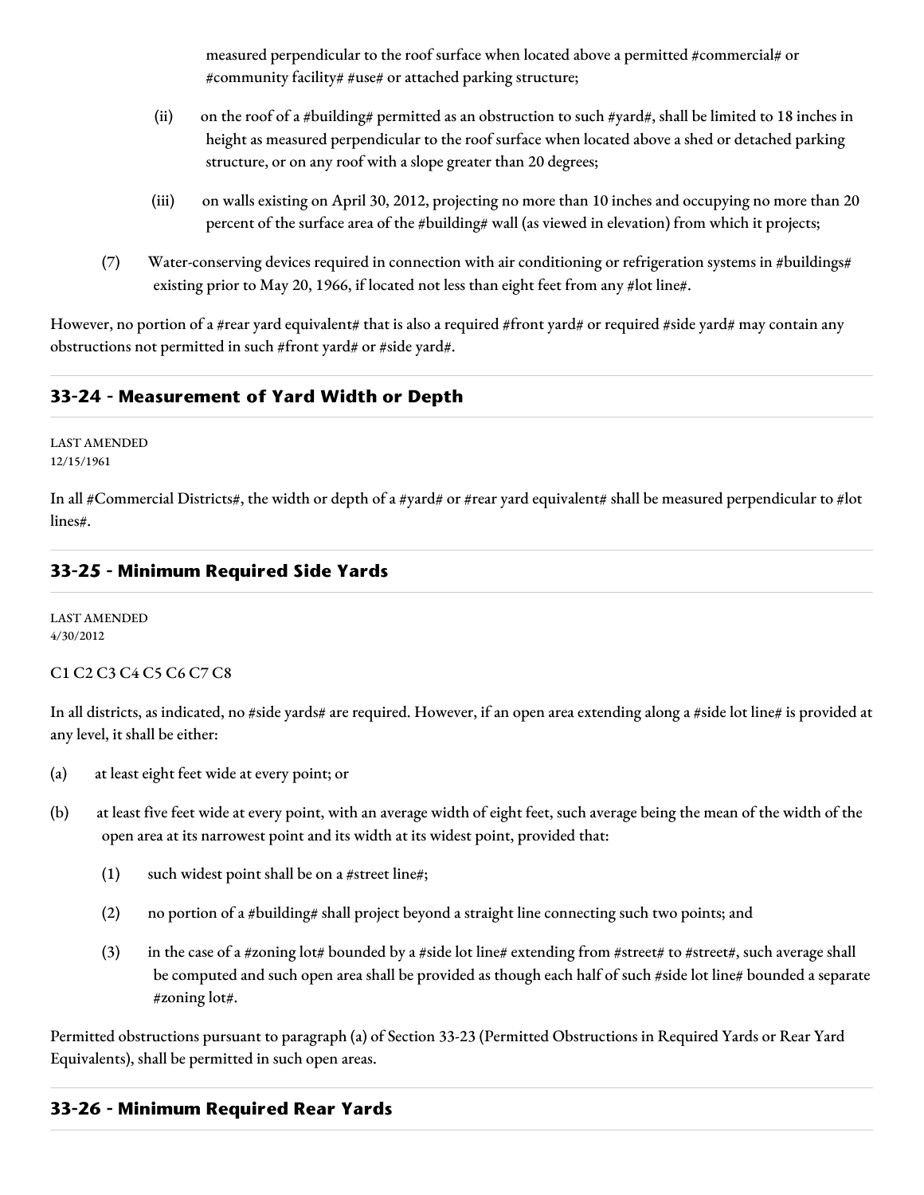measured perpendicular to the roof surface when located above a permitted #commercial# or #community facility# #use# or attached parking structure;

(ii) on the roof of a #building# permitted as an obstruction to such #yard#, shall be limited to 18 inches in height as measured perpendicular to the roof surface when located above a shed or detached parking structure, or on any roof with a slope greater than 20 degrees;

(iii) on walls existing on April 30, 2012, projecting no more than 10 inches and occupying no more than 20 percent of the surface area of the #building# wall (as viewed in elevation) from which it projects;

(7) Water-conserving devices required in connection with air conditioning or refrigeration systems in #buildings# existing prior to May 20, 1966, if located not less than eight feet from any #lot line#.

However, no portion of a #rear yard equivalent# that is also a required #front yard# or required #side yard# may contain any obstructions not permitted in such #front yard# or #side yard#.

## 33-24 - Measurement of Yard Width or Depth

LAST AMENDED
12/15/1961

In all #Commercial Districts#, the width or depth of a #yard# or #rear yard equivalent# shall be measured perpendicular to #lot lines#.

## 33-25 - Minimum Required Side Yards

LAST AMENDED
4/30/2012

C1 C2 C3 C4 C5 C6 C7 C8

In all districts, as indicated, no #side yards# are required. However, if an open area extending along a #side lot line# is provided at any level, it shall be either:

(a) at least eight feet wide at every point; or

(b) at least five feet wide at every point, with an average width of eight feet, such average being the mean of the width of the open area at its narrowest point and its width at its widest point, provided that:

(1) such widest point shall be on a #street line#;

(2) no portion of a #building# shall project beyond a straight line connecting such two points; and

(3) in the case of a #zoning lot# bounded by a #side lot line# extending from #street# to #street#, such average shall be computed and such open area shall be provided as though each half of such #side lot line# bounded a separate #zoning lot#.

Permitted obstructions pursuant to paragraph (a) of Section 33-23 (Permitted Obstructions in Required Yards or Rear Yard Equivalents), shall be permitted in such open areas.

## 33-26 - Minimum Required Rear Yards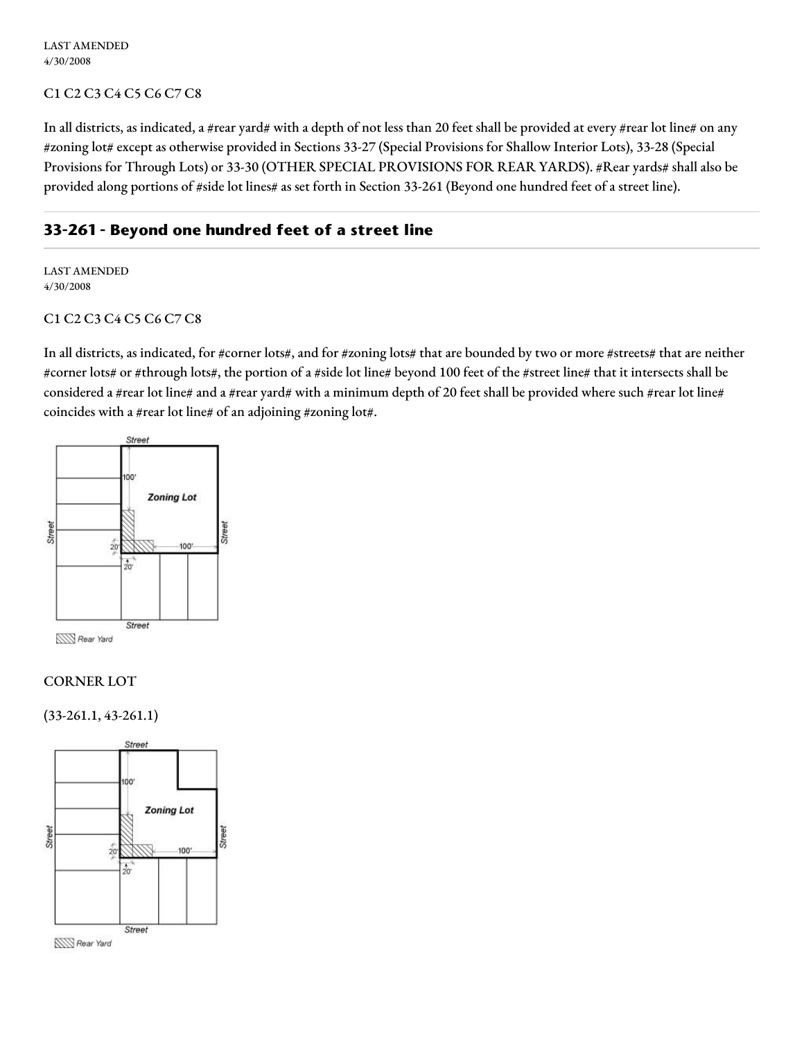LAST AMENDED
4/30/2008

C1 C2 C3 C4 C5 C6 C7 C8

In all districts, as indicated, a #rear yard# with a depth of not less than 20 feet shall be provided at every #rear lot line# on any #zoning lot# except as otherwise provided in Sections 33-27 (Special Provisions for Shallow Interior Lots), 33-28 (Special Provisions for Through Lots) or 33-30 (OTHER SPECIAL PROVISIONS FOR REAR YARDS). #Rear yards# shall also be provided along portions of #side lot lines# as set forth in Section 33-261 (Beyond one hundred feet of a street line).

## 33-261 - Beyond one hundred feet of a street line

LAST AMENDED
4/30/2008

C1 C2 C3 C4 C5 C6 C7 C8

In all districts, as indicated, for #corner lots#, and for #zoning lots# that are bounded by two or more #streets# that are neither #corner lots# or #through lots#, the portion of a #side lot line# beyond 100 feet of the #street line# that it intersects shall be considered a #rear lot line# and a #rear yard# with a minimum depth of 20 feet shall be provided where such #rear lot line# coincides with a #rear lot line# of an adjoining #zoning lot#.

CORNER LOT

(33-261.1, 43-261.1)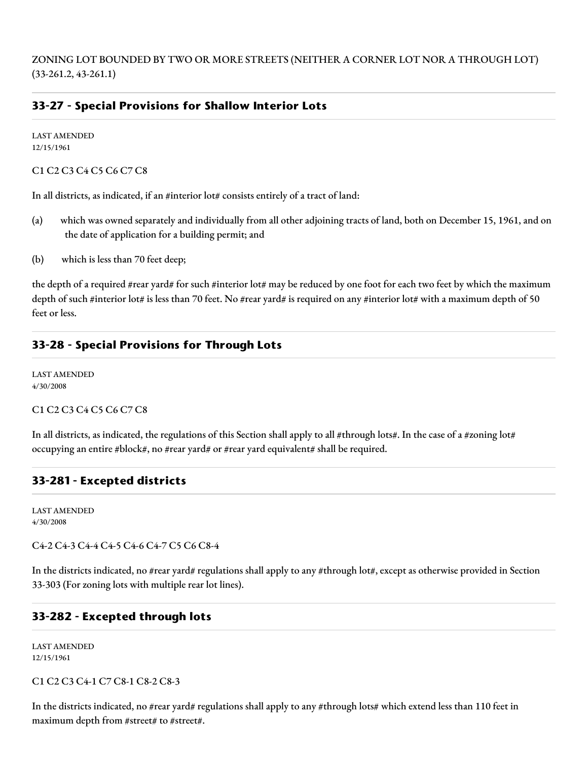ZONING LOT BOUNDED BY TWO OR MORE STREETS (NEITHER A CORNER LOT NOR A THROUGH LOT) (33-261.2, 43-261.1)

## 33-27 - Special Provisions for Shallow Interior Lots

LAST AMENDED
12/15/1961

C1 C2 C3 C4 C5 C6 C7 C8

In all districts, as indicated, if an #interior lot# consists entirely of a tract of land:

(a) which was owned separately and individually from all other adjoining tracts of land, both on December 15, 1961, and on the date of application for a building permit; and

(b) which is less than 70 feet deep;

the depth of a required #rear yard# for such #interior lot# may be reduced by one foot for each two feet by which the maximum depth of such #interior lot# is less than 70 feet. No #rear yard# is required on any #interior lot# with a maximum depth of 50 feet or less.

## 33-28 - Special Provisions for Through Lots

LAST AMENDED
4/30/2008

C1 C2 C3 C4 C5 C6 C7 C8

In all districts, as indicated, the regulations of this Section shall apply to all #through lots#. In the case of a #zoning lot# occupying an entire #block#, no #rear yard# or #rear yard equivalent# shall be required.

## 33-281 - Excepted districts

LAST AMENDED
4/30/2008

C4-2 C4-3 C4-4 C4-5 C4-6 C4-7 C5 C6 C8-4

In the districts indicated, no #rear yard# regulations shall apply to any #through lot#, except as otherwise provided in Section 33-303 (For zoning lots with multiple rear lot lines).

## 33-282 - Excepted through lots

LAST AMENDED
12/15/1961

C1 C2 C3 C4-1 C7 C8-1 C8-2 C8-3

In the districts indicated, no #rear yard# regulations shall apply to any #through lots# which extend less than 110 feet in maximum depth from #street# to #street#.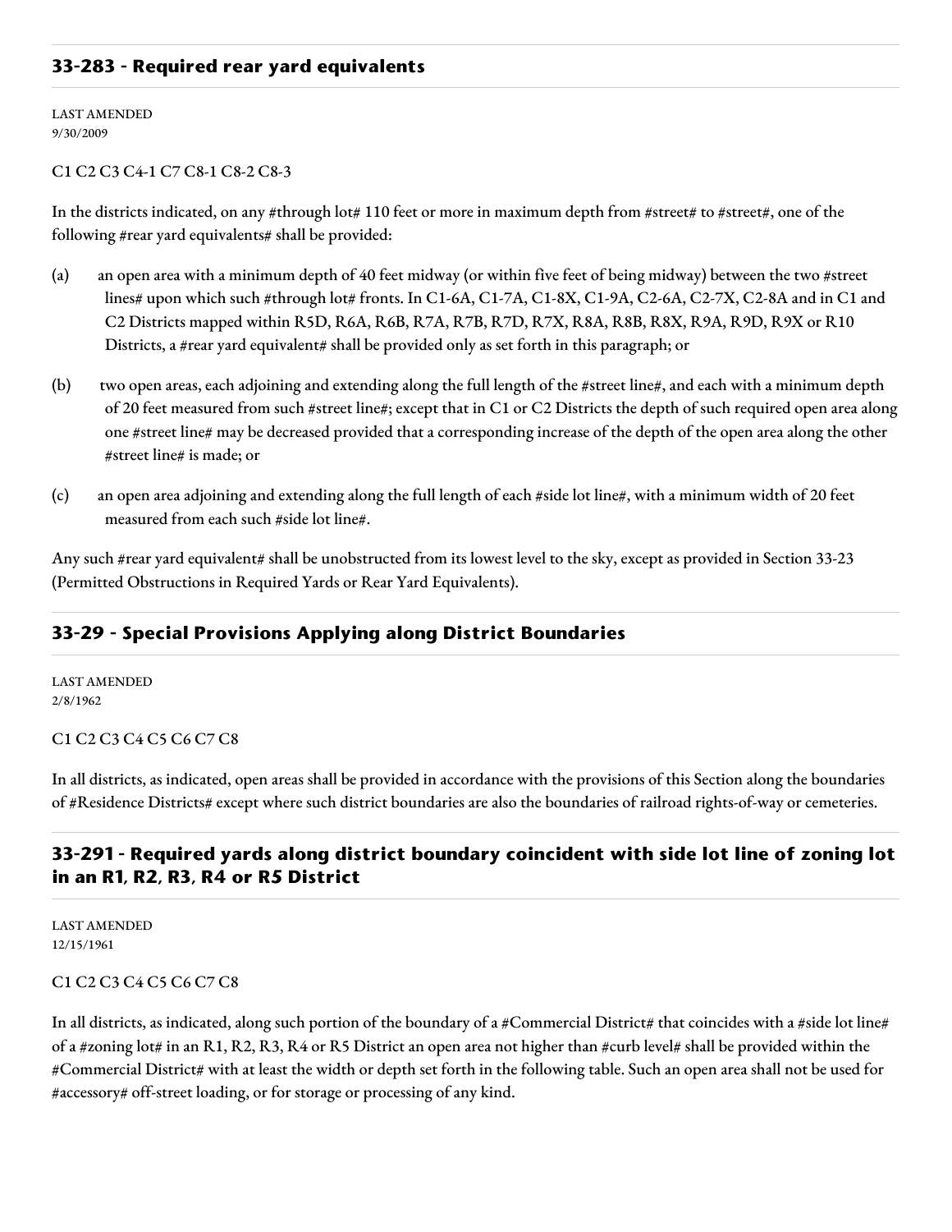## 33-283 - Required rear yard equivalents

LAST AMENDED
9/30/2009

C1 C2 C3 C4-1 C7 C8-1 C8-2 C8-3

In the districts indicated, on any #through lot# 110 feet or more in maximum depth from #street# to #street#, one of the following #rear yard equivalents# shall be provided:

(a) an open area with a minimum depth of 40 feet midway (or within five feet of being midway) between the two #street lines# upon which such #through lot# fronts. In C1-6A, C1-7A, C1-8X, C1-9A, C2-6A, C2-7X, C2-8A and in C1 and C2 Districts mapped within R5D, R6A, R6B, R7A, R7B, R7D, R7X, R8A, R8B, R8X, R9A, R9D, R9X or R10 Districts, a #rear yard equivalent# shall be provided only as set forth in this paragraph; or

(b) two open areas, each adjoining and extending along the full length of the #street line#, and each with a minimum depth of 20 feet measured from such #street line#; except that in C1 or C2 Districts the depth of such required open area along one #street line# may be decreased provided that a corresponding increase of the depth of the open area along the other #street line# is made; or

(c) an open area adjoining and extending along the full length of each #side lot line#, with a minimum width of 20 feet measured from each such #side lot line#.

Any such #rear yard equivalent# shall be unobstructed from its lowest level to the sky, except as provided in Section 33-23 (Permitted Obstructions in Required Yards or Rear Yard Equivalents).

## 33-29 - Special Provisions Applying along District Boundaries

LAST AMENDED
2/8/1962

C1 C2 C3 C4 C5 C6 C7 C8

In all districts, as indicated, open areas shall be provided in accordance with the provisions of this Section along the boundaries of #Residence Districts# except where such district boundaries are also the boundaries of railroad rights-of-way or cemeteries.

## 33-291 - Required yards along district boundary coincident with side lot line of zoning lot in an R1, R2, R3, R4 or R5 District

LAST AMENDED
12/15/1961

C1 C2 C3 C4 C5 C6 C7 C8

In all districts, as indicated, along such portion of the boundary of a #Commercial District# that coincides with a #side lot line# of a #zoning lot# in an R1, R2, R3, R4 or R5 District an open area not higher than #curb level# shall be provided within the #Commercial District# with at least the width or depth set forth in the following table. Such an open area shall not be used for #accessory# off-street loading, or for storage or processing of any kind.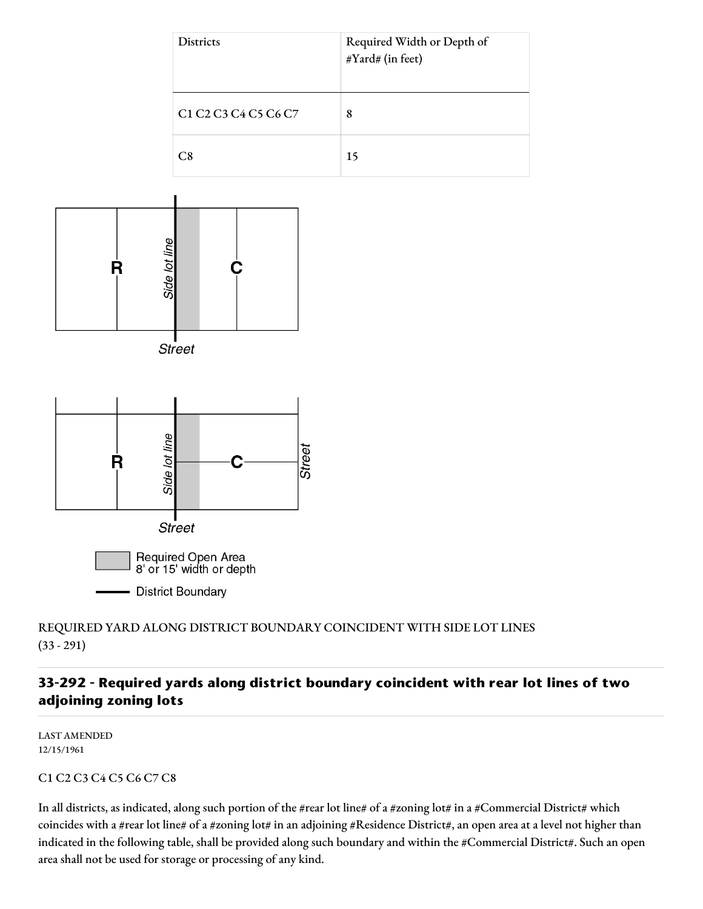| Districts | Required Width or Depth of #Yard# (in feet) |
| --- | --- |
| C1 C2 C3 C4 C5 C6 C7 | 8 |
| C8 | 15 |

REQUIRED YARD ALONG DISTRICT BOUNDARY COINCIDENT WITH SIDE LOT LINES (33 - 291)

## 33-292 - Required yards along district boundary coincident with rear lot lines of two adjoining zoning lots

LAST AMENDED
12/15/1961

C1 C2 C3 C4 C5 C6 C7 C8

In all districts, as indicated, along such portion of the #rear lot line# of a #zoning lot# in a #Commercial District# which coincides with a #rear lot line# of a #zoning lot# in an adjoining #Residence District#, an open area at a level not higher than indicated in the following table, shall be provided along such boundary and within the #Commercial District#. Such an open area shall not be used for storage or processing of any kind.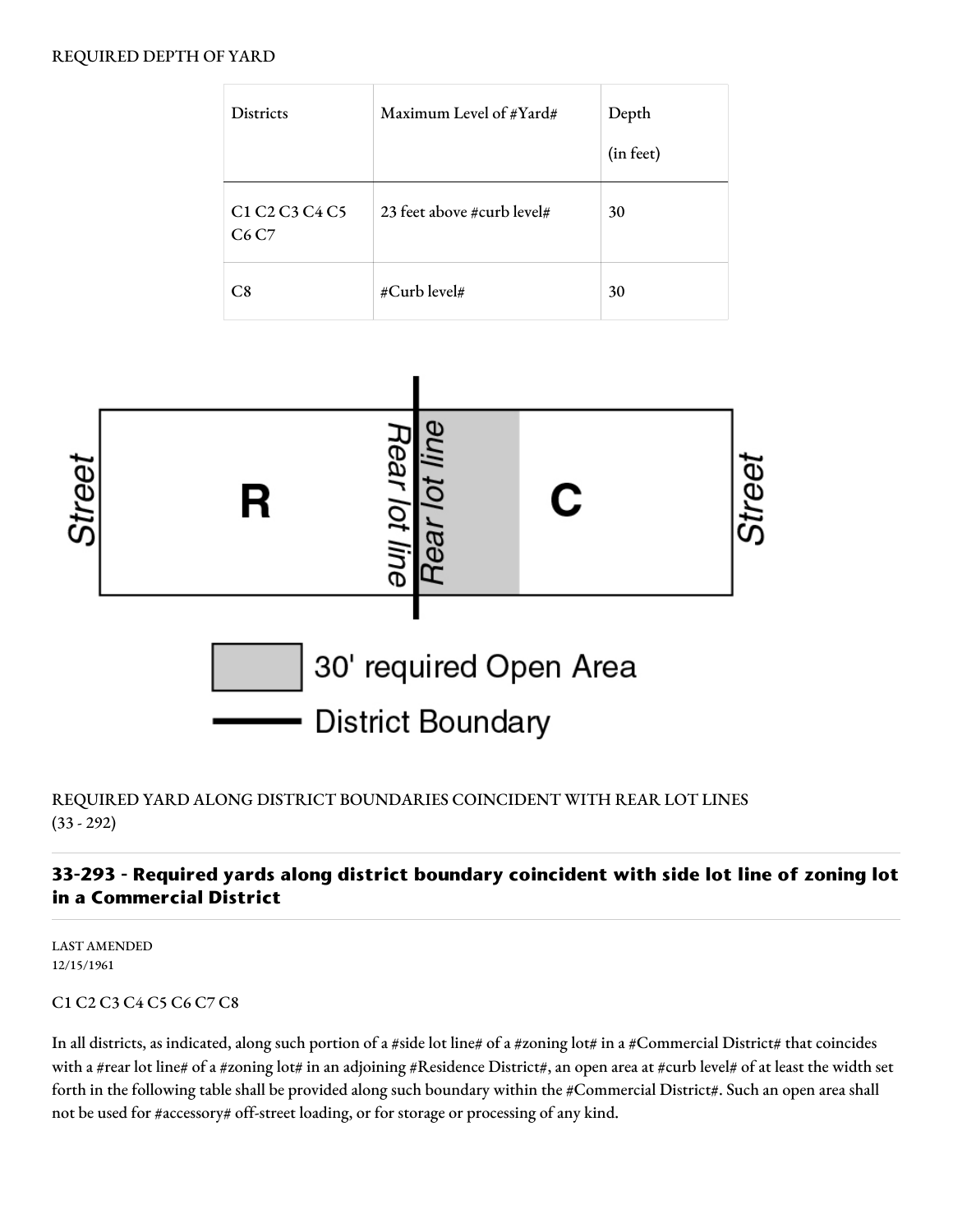REQUIRED DEPTH OF YARD

| Districts | Maximum Level of #Yard# | Depth (in feet) |
|---|---|---|
| C1 C2 C3 C4 C5 C6 C7 | 23 feet above #curb level# | 30 |
| C8 | #Curb level# | 30 |

REQUIRED YARD ALONG DISTRICT BOUNDARIES COINCIDENT WITH REAR LOT LINES (33 - 292)

## 33-293 - Required yards along district boundary coincident with side lot line of zoning lot in a Commercial District

LAST AMENDED
12/15/1961

C1 C2 C3 C4 C5 C6 C7 C8

In all districts, as indicated, along such portion of a #side lot line# of a #zoning lot# in a #Commercial District# that coincides with a #rear lot line# of a #zoning lot# in an adjoining #Residence District#, an open area at #curb level# of at least the width set forth in the following table shall be provided along such boundary within the #Commercial District#. Such an open area shall not be used for #accessory# off-street loading, or for storage or processing of any kind.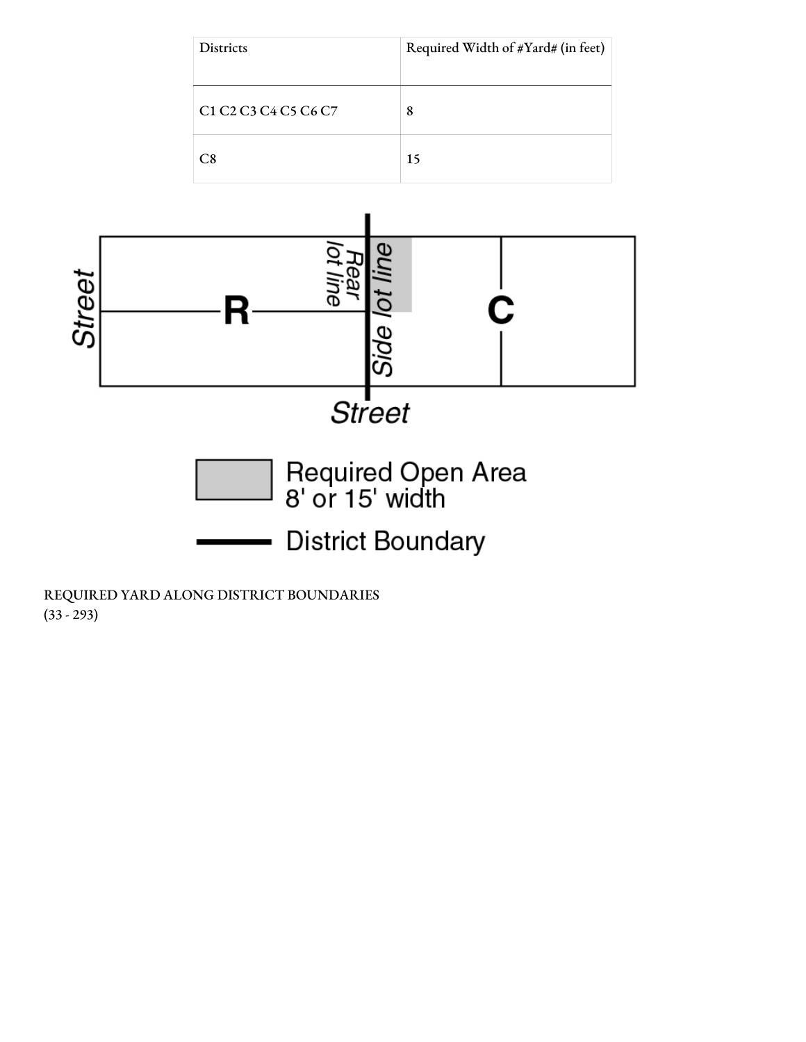| Districts | Required Width of #Yard# (in feet) |
| --- | --- |
| C1 C2 C3 C4 C5 C6 C7 | 8 |
| C8 | 15 |

Street

R

Rear lot line

Side lot line

C

Street

Required Open Area
8' or 15' width

District Boundary

REQUIRED YARD ALONG DISTRICT BOUNDARIES
(33 - 293)